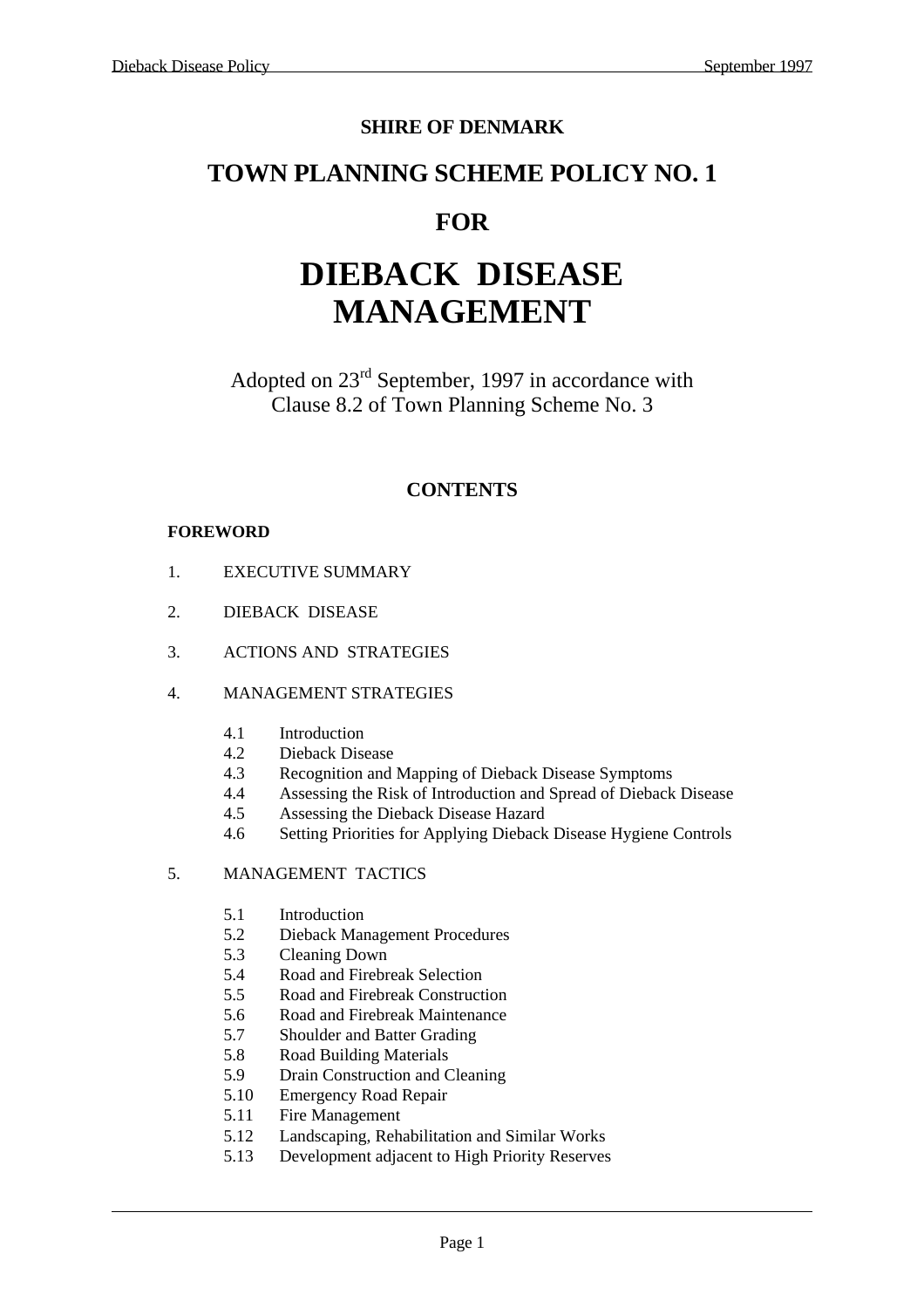**SHIRE OF DENMARK**

# TOWN PLANNING SCHEME POLICY NO. 1

# FOR

# DIEBACK DISEASE MANAGEMENT

Adopted on 23rd September, 1997 in accordance with Clause 8.2 of Town Planning Scheme No. 3

## CONTENTS

**FOREWORD**

1. EXECUTIVE SUMMARY
2. DIEBACK DISEASE
3. ACTIONS AND STRATEGIES
4. MANAGEMENT STRATEGIES
   - 4.1 Introduction
   - 4.2 Dieback Disease
   - 4.3 Recognition and Mapping of Dieback Disease Symptoms
   - 4.4 Assessing the Risk of Introduction and Spread of Dieback Disease
   - 4.5 Assessing the Dieback Disease Hazard
   - 4.6 Setting Priorities for Applying Dieback Disease Hygiene Controls
5. MANAGEMENT TACTICS
   - 5.1 Introduction
   - 5.2 Dieback Management Procedures
   - 5.3 Cleaning Down
   - 5.4 Road and Firebreak Selection
   - 5.5 Road and Firebreak Construction
   - 5.6 Road and Firebreak Maintenance
   - 5.7 Shoulder and Batter Grading
   - 5.8 Road Building Materials
   - 5.9 Drain Construction and Cleaning
   - 5.10 Emergency Road Repair
   - 5.11 Fire Management
   - 5.12 Landscaping, Rehabilitation and Similar Works
   - 5.13 Development adjacent to High Priority Reserves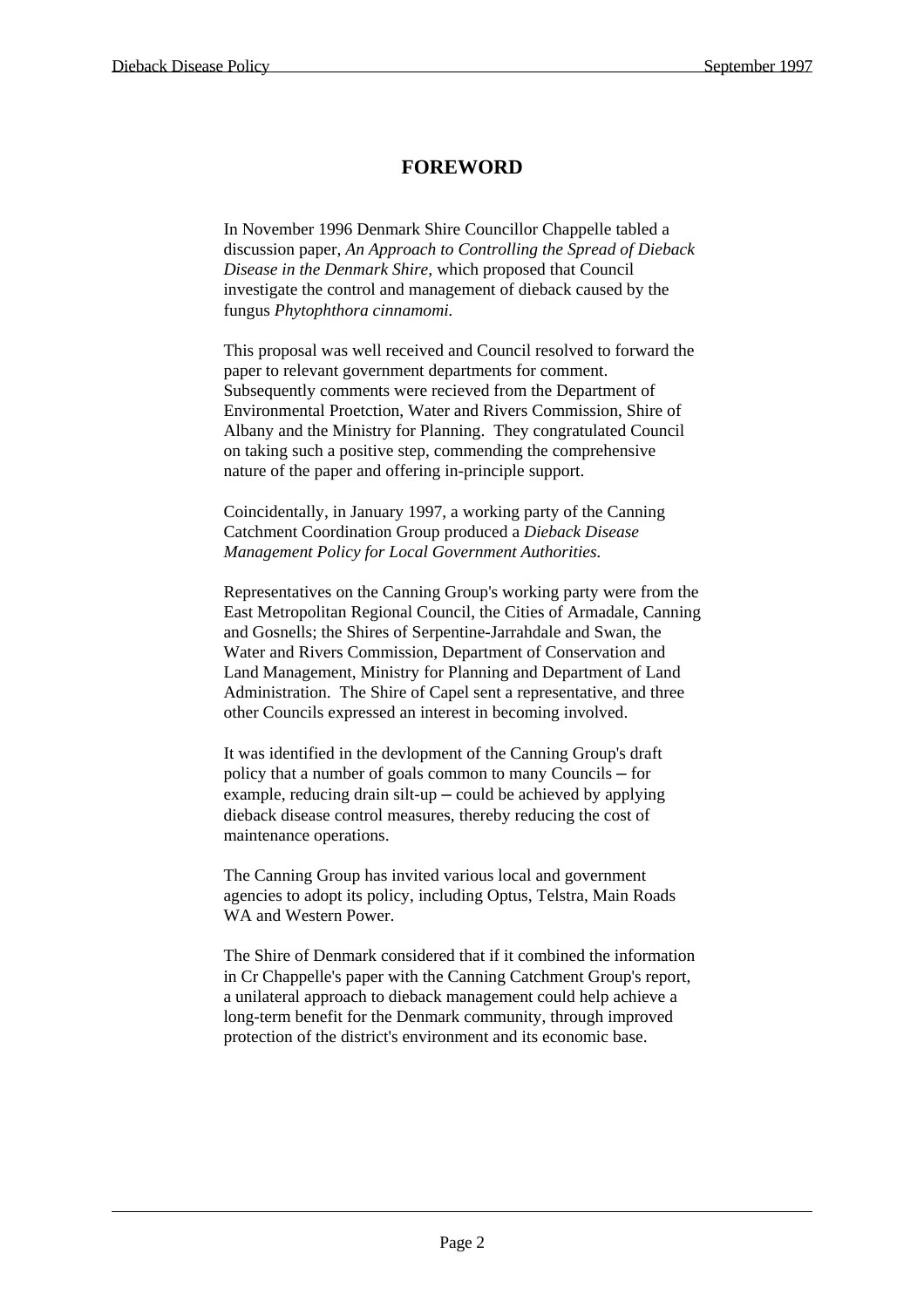# FOREWORD

In November 1996 Denmark Shire Councillor Chappelle tabled a discussion paper, *An Approach to Controlling the Spread of Dieback Disease in the Denmark Shire,* which proposed that Council investigate the control and management of dieback caused by the fungus *Phytophthora cinnamomi.*

This proposal was well received and Council resolved to forward the paper to relevant government departments for comment. Subsequently comments were recieved from the Department of Environmental Proetction, Water and Rivers Commission, Shire of Albany and the Ministry for Planning. They congratulated Council on taking such a positive step, commending the comprehensive nature of the paper and offering in-principle support.

Coincidentally, in January 1997, a working party of the Canning Catchment Coordination Group produced a *Dieback Disease Management Policy for Local Government Authorities.*

Representatives on the Canning Group's working party were from the East Metropolitan Regional Council, the Cities of Armadale, Canning and Gosnells; the Shires of Serpentine-Jarrahdale and Swan, the Water and Rivers Commission, Department of Conservation and Land Management, Ministry for Planning and Department of Land Administration. The Shire of Capel sent a representative, and three other Councils expressed an interest in becoming involved.

It was identified in the devlopment of the Canning Group's draft policy that a number of goals common to many Councils – for example, reducing drain silt-up – could be achieved by applying dieback disease control measures, thereby reducing the cost of maintenance operations.

The Canning Group has invited various local and government agencies to adopt its policy, including Optus, Telstra, Main Roads WA and Western Power.

The Shire of Denmark considered that if it combined the information in Cr Chappelle's paper with the Canning Catchment Group's report, a unilateral approach to dieback management could help achieve a long-term benefit for the Denmark community, through improved protection of the district's environment and its economic base.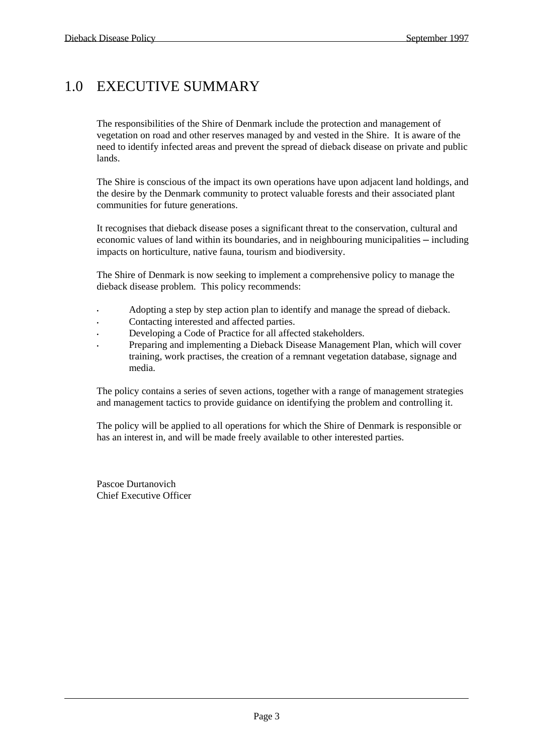# 1.0 EXECUTIVE SUMMARY

The responsibilities of the Shire of Denmark include the protection and management of vegetation on road and other reserves managed by and vested in the Shire. It is aware of the need to identify infected areas and prevent the spread of dieback disease on private and public lands.

The Shire is conscious of the impact its own operations have upon adjacent land holdings, and the desire by the Denmark community to protect valuable forests and their associated plant communities for future generations.

It recognises that dieback disease poses a significant threat to the conservation, cultural and economic values of land within its boundaries, and in neighbouring municipalities – including impacts on horticulture, native fauna, tourism and biodiversity.

The Shire of Denmark is now seeking to implement a comprehensive policy to manage the dieback disease problem. This policy recommends:

- Adopting a step by step action plan to identify and manage the spread of dieback.
- Contacting interested and affected parties.
- Developing a Code of Practice for all affected stakeholders.
- Preparing and implementing a Dieback Disease Management Plan, which will cover training, work practises, the creation of a remnant vegetation database, signage and media.

The policy contains a series of seven actions, together with a range of management strategies and management tactics to provide guidance on identifying the problem and controlling it.

The policy will be applied to all operations for which the Shire of Denmark is responsible or has an interest in, and will be made freely available to other interested parties.

Pascoe Durtanovich
Chief Executive Officer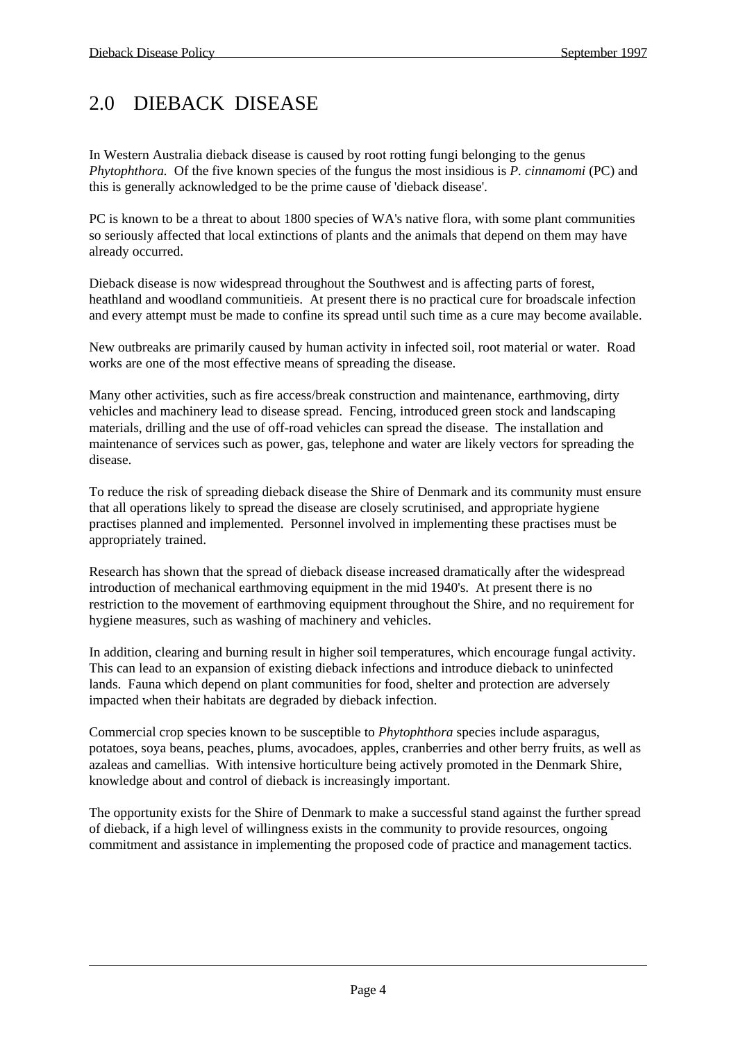# 2.0 DIEBACK DISEASE

In Western Australia dieback disease is caused by root rotting fungi belonging to the genus *Phytophthora.* Of the five known species of the fungus the most insidious is *P. cinnamomi* (PC) and this is generally acknowledged to be the prime cause of 'dieback disease'.

PC is known to be a threat to about 1800 species of WA's native flora, with some plant communities so seriously affected that local extinctions of plants and the animals that depend on them may have already occurred.

Dieback disease is now widespread throughout the Southwest and is affecting parts of forest, heathland and woodland communitieis. At present there is no practical cure for broadscale infection and every attempt must be made to confine its spread until such time as a cure may become available.

New outbreaks are primarily caused by human activity in infected soil, root material or water. Road works are one of the most effective means of spreading the disease.

Many other activities, such as fire access/break construction and maintenance, earthmoving, dirty vehicles and machinery lead to disease spread. Fencing, introduced green stock and landscaping materials, drilling and the use of off-road vehicles can spread the disease. The installation and maintenance of services such as power, gas, telephone and water are likely vectors for spreading the disease.

To reduce the risk of spreading dieback disease the Shire of Denmark and its community must ensure that all operations likely to spread the disease are closely scrutinised, and appropriate hygiene practises planned and implemented. Personnel involved in implementing these practises must be appropriately trained.

Research has shown that the spread of dieback disease increased dramatically after the widespread introduction of mechanical earthmoving equipment in the mid 1940's. At present there is no restriction to the movement of earthmoving equipment throughout the Shire, and no requirement for hygiene measures, such as washing of machinery and vehicles.

In addition, clearing and burning result in higher soil temperatures, which encourage fungal activity. This can lead to an expansion of existing dieback infections and introduce dieback to uninfected lands. Fauna which depend on plant communities for food, shelter and protection are adversely impacted when their habitats are degraded by dieback infection.

Commercial crop species known to be susceptible to *Phytophthora* species include asparagus, potatoes, soya beans, peaches, plums, avocadoes, apples, cranberries and other berry fruits, as well as azaleas and camellias. With intensive horticulture being actively promoted in the Denmark Shire, knowledge about and control of dieback is increasingly important.

The opportunity exists for the Shire of Denmark to make a successful stand against the further spread of dieback, if a high level of willingness exists in the community to provide resources, ongoing commitment and assistance in implementing the proposed code of practice and management tactics.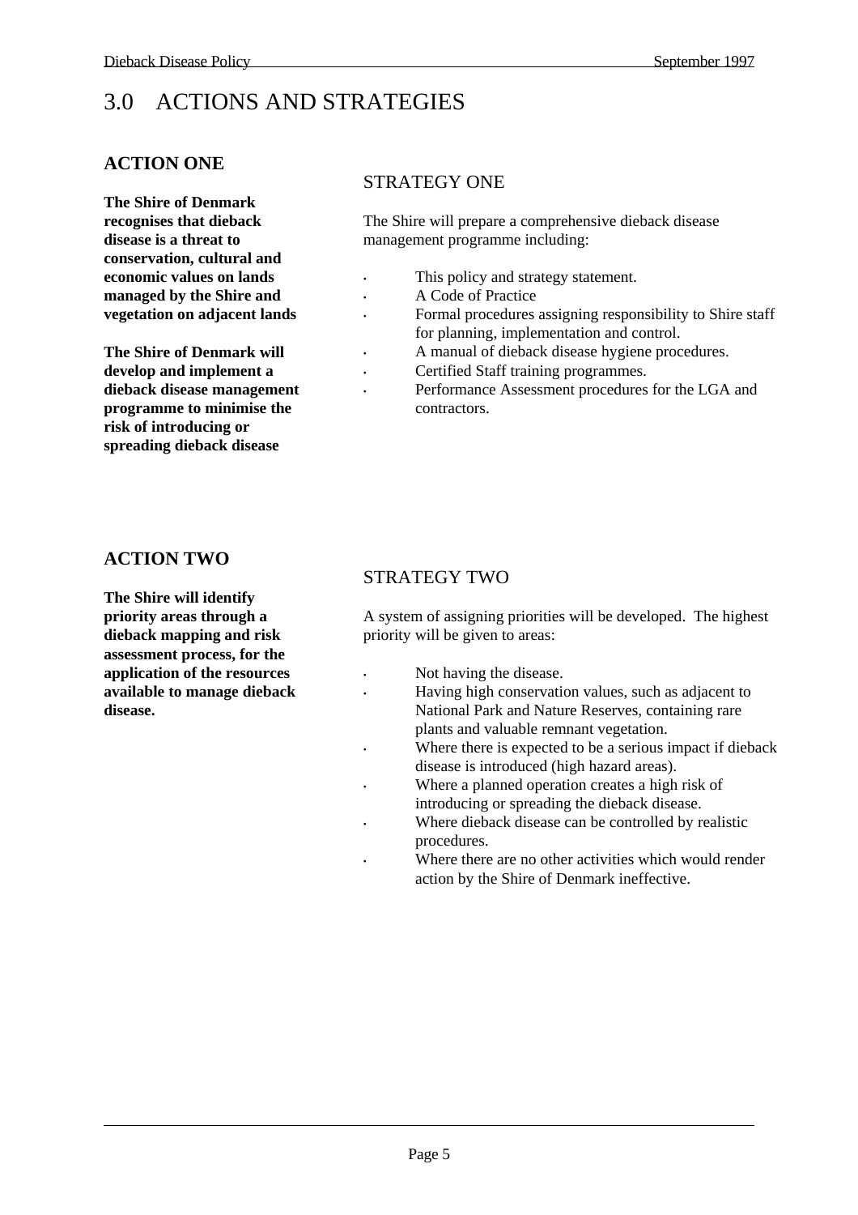# 3.0 ACTIONS AND STRATEGIES

## ACTION ONE

**The Shire of Denmark recognises that dieback disease is a threat to conservation, cultural and economic values on lands managed by the Shire and vegetation on adjacent lands**

**The Shire of Denmark will develop and implement a dieback disease management programme to minimise the risk of introducing or spreading dieback disease**

### STRATEGY ONE

The Shire will prepare a comprehensive dieback disease management programme including:

- This policy and strategy statement.
- A Code of Practice
- Formal procedures assigning responsibility to Shire staff for planning, implementation and control.
- A manual of dieback disease hygiene procedures.
- Certified Staff training programmes.
- Performance Assessment procedures for the LGA and contractors.

## ACTION TWO

**The Shire will identify priority areas through a dieback mapping and risk assessment process, for the application of the resources available to manage dieback disease.**

### STRATEGY TWO

A system of assigning priorities will be developed. The highest priority will be given to areas:

- Not having the disease.
- Having high conservation values, such as adjacent to National Park and Nature Reserves, containing rare plants and valuable remnant vegetation.
- Where there is expected to be a serious impact if dieback disease is introduced (high hazard areas).
- Where a planned operation creates a high risk of introducing or spreading the dieback disease.
- Where dieback disease can be controlled by realistic procedures.
- Where there are no other activities which would render action by the Shire of Denmark ineffective.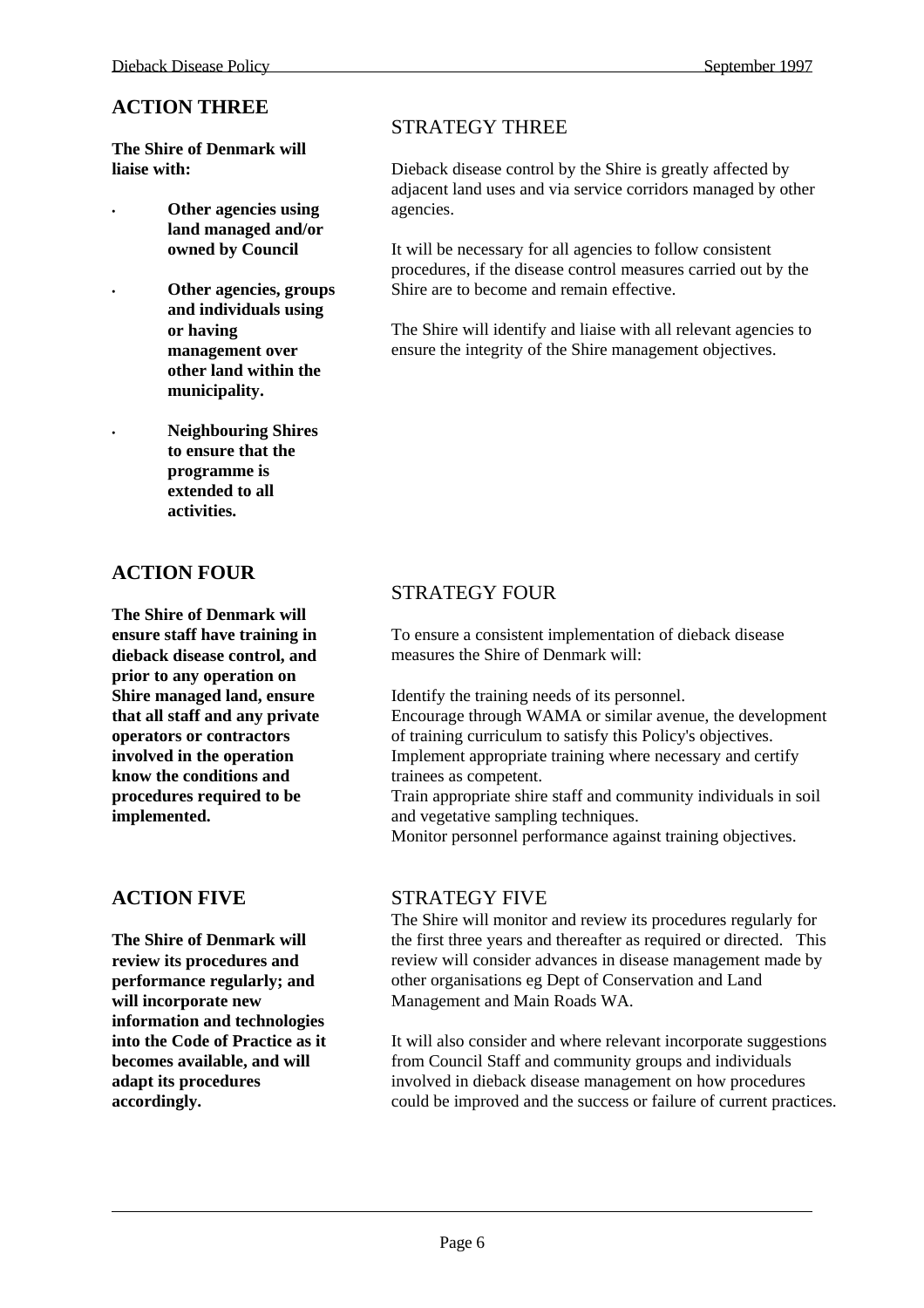## ACTION THREE

**The Shire of Denmark will liaise with:**

- **Other agencies using land managed and/or owned by Council**
- **Other agencies, groups and individuals using or having management over other land within the municipality.**
- **Neighbouring Shires to ensure that the programme is extended to all activities.**

## STRATEGY THREE

Dieback disease control by the Shire is greatly affected by adjacent land uses and via service corridors managed by other agencies.

It will be necessary for all agencies to follow consistent procedures, if the disease control measures carried out by the Shire are to become and remain effective.

The Shire will identify and liaise with all relevant agencies to ensure the integrity of the Shire management objectives.

## ACTION FOUR

**The Shire of Denmark will ensure staff have training in dieback disease control, and prior to any operation on Shire managed land, ensure that all staff and any private operators or contractors involved in the operation know the conditions and procedures required to be implemented.**

## STRATEGY FOUR

To ensure a consistent implementation of dieback disease measures the Shire of Denmark will:

Identify the training needs of its personnel.
Encourage through WAMA or similar avenue, the development of training curriculum to satisfy this Policy's objectives.
Implement appropriate training where necessary and certify trainees as competent.
Train appropriate shire staff and community individuals in soil and vegetative sampling techniques.
Monitor personnel performance against training objectives.

## ACTION FIVE

**The Shire of Denmark will review its procedures and performance regularly; and will incorporate new information and technologies into the Code of Practice as it becomes available, and will adapt its procedures accordingly.**

## STRATEGY FIVE

The Shire will monitor and review its procedures regularly for the first three years and thereafter as required or directed. This review will consider advances in disease management made by other organisations eg Dept of Conservation and Land Management and Main Roads WA.

It will also consider and where relevant incorporate suggestions from Council Staff and community groups and individuals involved in dieback disease management on how procedures could be improved and the success or failure of current practices.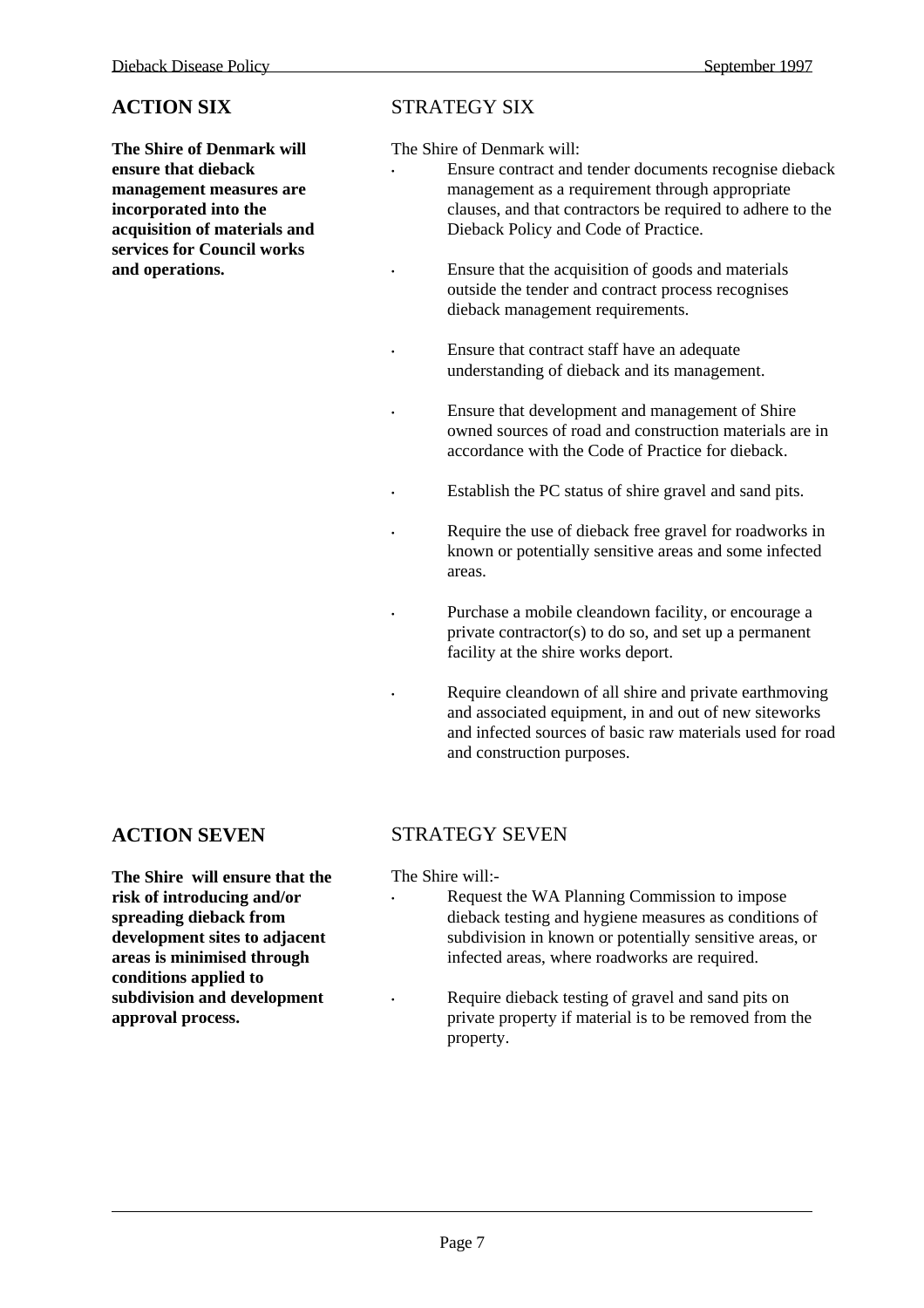## ACTION SIX

**The Shire of Denmark will ensure that dieback management measures are incorporated into the acquisition of materials and services for Council works and operations.**

## STRATEGY SIX

The Shire of Denmark will:

- Ensure contract and tender documents recognise dieback management as a requirement through appropriate clauses, and that contractors be required to adhere to the Dieback Policy and Code of Practice.
- Ensure that the acquisition of goods and materials outside the tender and contract process recognises dieback management requirements.
- Ensure that contract staff have an adequate understanding of dieback and its management.
- Ensure that development and management of Shire owned sources of road and construction materials are in accordance with the Code of Practice for dieback.
- Establish the PC status of shire gravel and sand pits.
- Require the use of dieback free gravel for roadworks in known or potentially sensitive areas and some infected areas.
- Purchase a mobile cleandown facility, or encourage a private contractor(s) to do so, and set up a permanent facility at the shire works deport.
- Require cleandown of all shire and private earthmoving and associated equipment, in and out of new siteworks and infected sources of basic raw materials used for road and construction purposes.

## ACTION SEVEN

**The Shire will ensure that the risk of introducing and/or spreading dieback from development sites to adjacent areas is minimised through conditions applied to subdivision and development approval process.**

## STRATEGY SEVEN

The Shire will:-

- Request the WA Planning Commission to impose dieback testing and hygiene measures as conditions of subdivision in known or potentially sensitive areas, or infected areas, where roadworks are required.
- Require dieback testing of gravel and sand pits on private property if material is to be removed from the property.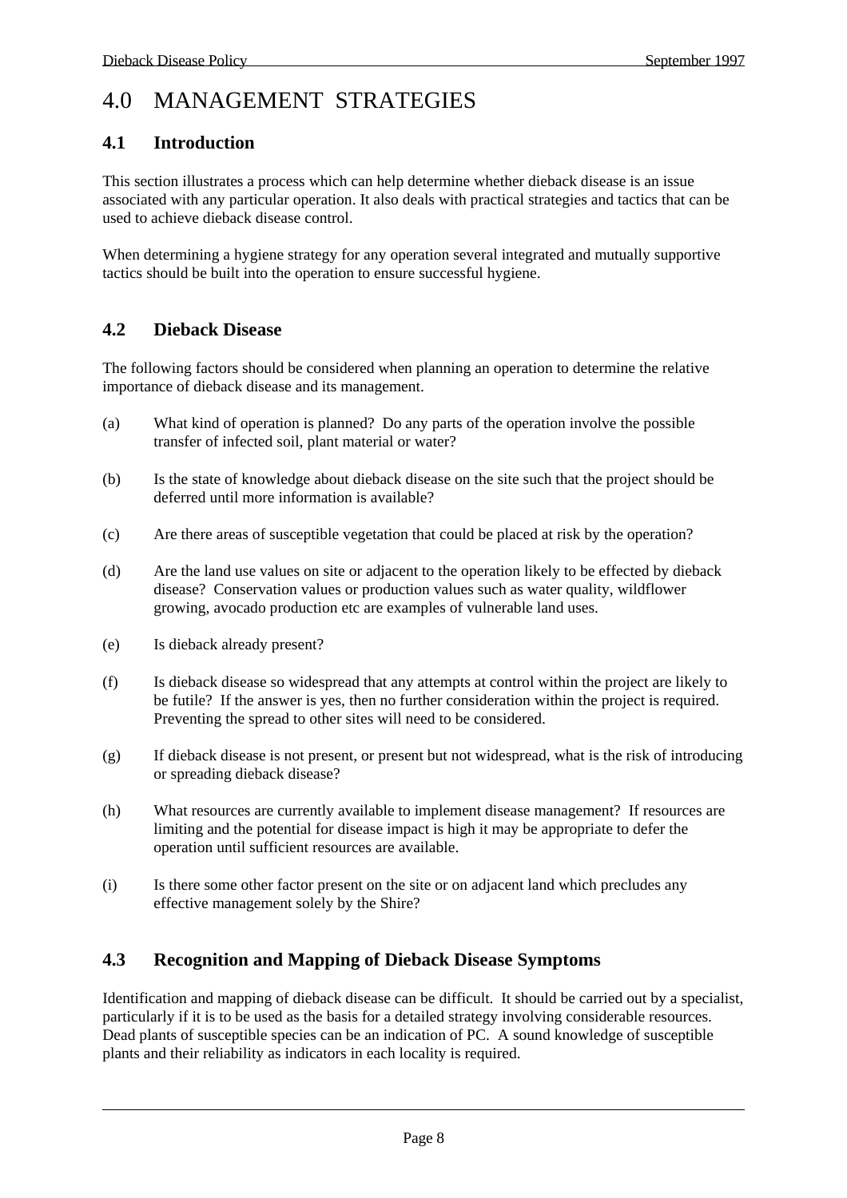# 4.0 MANAGEMENT STRATEGIES

## 4.1 Introduction

This section illustrates a process which can help determine whether dieback disease is an issue associated with any particular operation. It also deals with practical strategies and tactics that can be used to achieve dieback disease control.

When determining a hygiene strategy for any operation several integrated and mutually supportive tactics should be built into the operation to ensure successful hygiene.

## 4.2 Dieback Disease

The following factors should be considered when planning an operation to determine the relative importance of dieback disease and its management.

(a) What kind of operation is planned? Do any parts of the operation involve the possible transfer of infected soil, plant material or water?

(b) Is the state of knowledge about dieback disease on the site such that the project should be deferred until more information is available?

(c) Are there areas of susceptible vegetation that could be placed at risk by the operation?

(d) Are the land use values on site or adjacent to the operation likely to be effected by dieback disease? Conservation values or production values such as water quality, wildflower growing, avocado production etc are examples of vulnerable land uses.

(e) Is dieback already present?

(f) Is dieback disease so widespread that any attempts at control within the project are likely to be futile? If the answer is yes, then no further consideration within the project is required. Preventing the spread to other sites will need to be considered.

(g) If dieback disease is not present, or present but not widespread, what is the risk of introducing or spreading dieback disease?

(h) What resources are currently available to implement disease management? If resources are limiting and the potential for disease impact is high it may be appropriate to defer the operation until sufficient resources are available.

(i) Is there some other factor present on the site or on adjacent land which precludes any effective management solely by the Shire?

## 4.3 Recognition and Mapping of Dieback Disease Symptoms

Identification and mapping of dieback disease can be difficult. It should be carried out by a specialist, particularly if it is to be used as the basis for a detailed strategy involving considerable resources. Dead plants of susceptible species can be an indication of PC. A sound knowledge of susceptible plants and their reliability as indicators in each locality is required.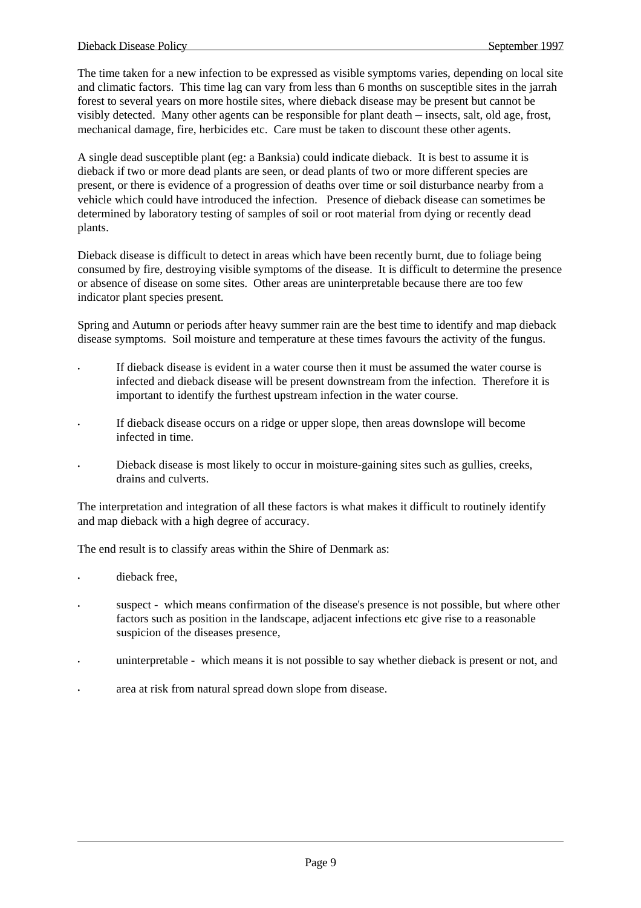The time taken for a new infection to be expressed as visible symptoms varies, depending on local site and climatic factors. This time lag can vary from less than 6 months on susceptible sites in the jarrah forest to several years on more hostile sites, where dieback disease may be present but cannot be visibly detected. Many other agents can be responsible for plant death – insects, salt, old age, frost, mechanical damage, fire, herbicides etc. Care must be taken to discount these other agents.

A single dead susceptible plant (eg: a Banksia) could indicate dieback. It is best to assume it is dieback if two or more dead plants are seen, or dead plants of two or more different species are present, or there is evidence of a progression of deaths over time or soil disturbance nearby from a vehicle which could have introduced the infection. Presence of dieback disease can sometimes be determined by laboratory testing of samples of soil or root material from dying or recently dead plants.

Dieback disease is difficult to detect in areas which have been recently burnt, due to foliage being consumed by fire, destroying visible symptoms of the disease. It is difficult to determine the presence or absence of disease on some sites. Other areas are uninterpretable because there are too few indicator plant species present.

Spring and Autumn or periods after heavy summer rain are the best time to identify and map dieback disease symptoms. Soil moisture and temperature at these times favours the activity of the fungus.

- If dieback disease is evident in a water course then it must be assumed the water course is infected and dieback disease will be present downstream from the infection. Therefore it is important to identify the furthest upstream infection in the water course.
- If dieback disease occurs on a ridge or upper slope, then areas downslope will become infected in time.
- Dieback disease is most likely to occur in moisture-gaining sites such as gullies, creeks, drains and culverts.

The interpretation and integration of all these factors is what makes it difficult to routinely identify and map dieback with a high degree of accuracy.

The end result is to classify areas within the Shire of Denmark as:

- dieback free,
- suspect - which means confirmation of the disease's presence is not possible, but where other factors such as position in the landscape, adjacent infections etc give rise to a reasonable suspicion of the diseases presence,
- uninterpretable - which means it is not possible to say whether dieback is present or not, and
- area at risk from natural spread down slope from disease.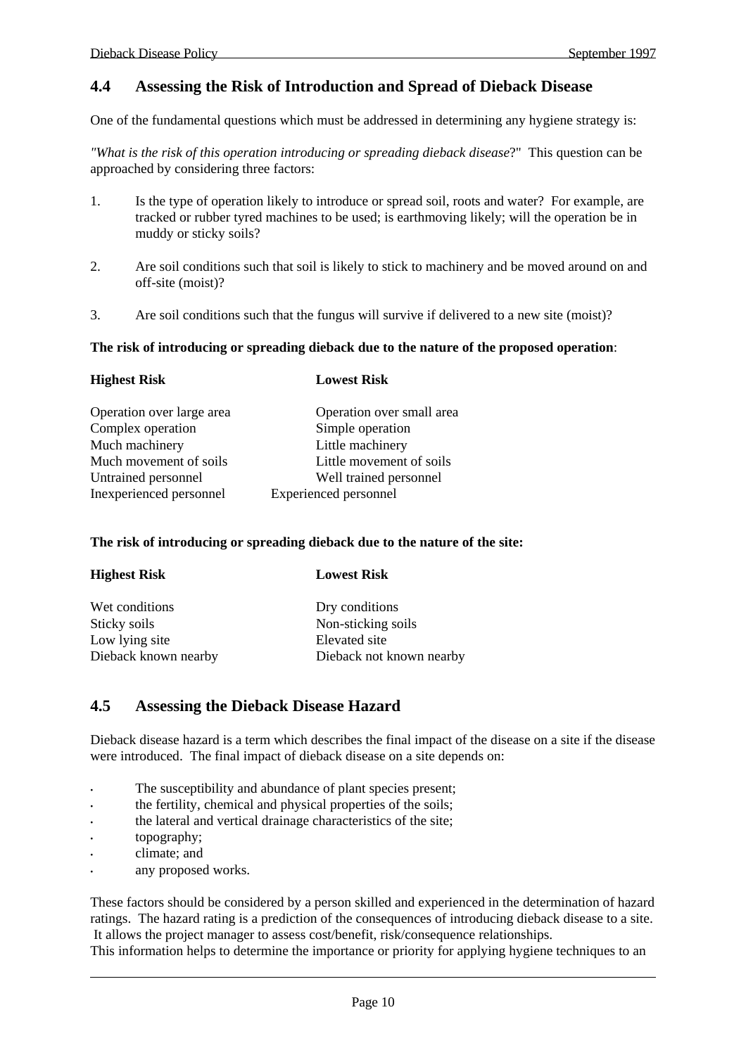## 4.4 Assessing the Risk of Introduction and Spread of Dieback Disease

One of the fundamental questions which must be addressed in determining any hygiene strategy is:

*"What is the risk of this operation introducing or spreading dieback disease*?" This question can be approached by considering three factors:

1. Is the type of operation likely to introduce or spread soil, roots and water? For example, are tracked or rubber tyred machines to be used; is earthmoving likely; will the operation be in muddy or sticky soils?

2. Are soil conditions such that soil is likely to stick to machinery and be moved around on and off-site (moist)?

3. Are soil conditions such that the fungus will survive if delivered to a new site (moist)?

**The risk of introducing or spreading dieback due to the nature of the proposed operation**:

| Highest Risk | Lowest Risk |
|---|---|
| Operation over large area | Operation over small area |
| Complex operation | Simple operation |
| Much machinery | Little machinery |
| Much movement of soils | Little movement of soils |
| Untrained personnel | Well trained personnel |
| Inexperienced personnel | Experienced personnel |

**The risk of introducing or spreading dieback due to the nature of the site:**

| Highest Risk | Lowest Risk |
|---|---|
| Wet conditions | Dry conditions |
| Sticky soils | Non-sticking soils |
| Low lying site | Elevated site |
| Dieback known nearby | Dieback not known nearby |

## 4.5 Assessing the Dieback Disease Hazard

Dieback disease hazard is a term which describes the final impact of the disease on a site if the disease were introduced. The final impact of dieback disease on a site depends on:

- The susceptibility and abundance of plant species present;
- the fertility, chemical and physical properties of the soils;
- the lateral and vertical drainage characteristics of the site;
- topography;
- climate; and
- any proposed works.

These factors should be considered by a person skilled and experienced in the determination of hazard ratings. The hazard rating is a prediction of the consequences of introducing dieback disease to a site. It allows the project manager to assess cost/benefit, risk/consequence relationships.
This information helps to determine the importance or priority for applying hygiene techniques to an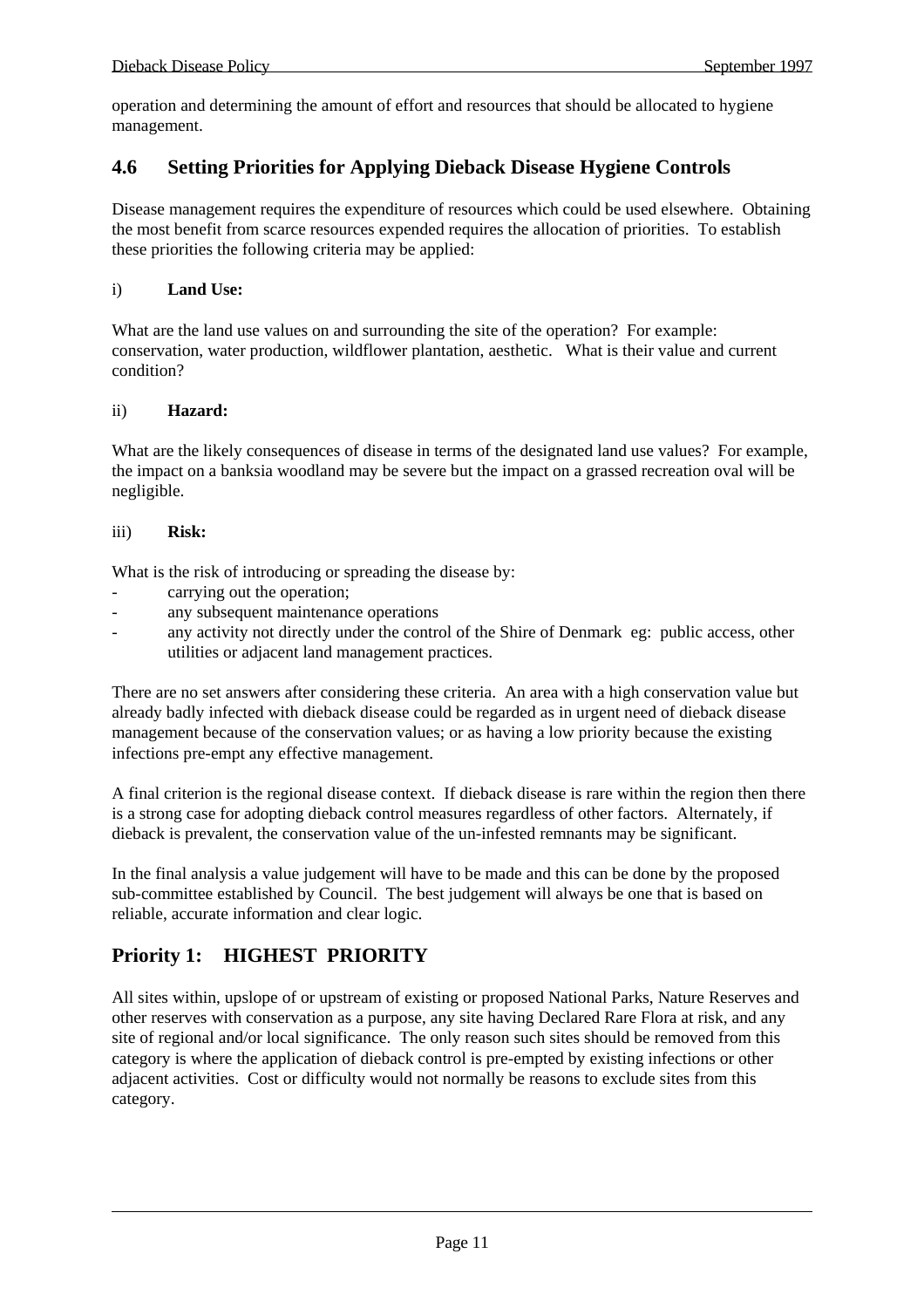operation and determining the amount of effort and resources that should be allocated to hygiene management.

## 4.6 Setting Priorities for Applying Dieback Disease Hygiene Controls

Disease management requires the expenditure of resources which could be used elsewhere. Obtaining the most benefit from scarce resources expended requires the allocation of priorities. To establish these priorities the following criteria may be applied:

i) **Land Use:**

What are the land use values on and surrounding the site of the operation? For example: conservation, water production, wildflower plantation, aesthetic. What is their value and current condition?

ii) **Hazard:**

What are the likely consequences of disease in terms of the designated land use values? For example, the impact on a banksia woodland may be severe but the impact on a grassed recreation oval will be negligible.

iii) **Risk:**

What is the risk of introducing or spreading the disease by:

- carrying out the operation;
- any subsequent maintenance operations
- any activity not directly under the control of the Shire of Denmark eg: public access, other utilities or adjacent land management practices.

There are no set answers after considering these criteria. An area with a high conservation value but already badly infected with dieback disease could be regarded as in urgent need of dieback disease management because of the conservation values; or as having a low priority because the existing infections pre-empt any effective management.

A final criterion is the regional disease context. If dieback disease is rare within the region then there is a strong case for adopting dieback control measures regardless of other factors. Alternately, if dieback is prevalent, the conservation value of the un-infested remnants may be significant.

In the final analysis a value judgement will have to be made and this can be done by the proposed sub-committee established by Council. The best judgement will always be one that is based on reliable, accurate information and clear logic.

## Priority 1: HIGHEST PRIORITY

All sites within, upslope of or upstream of existing or proposed National Parks, Nature Reserves and other reserves with conservation as a purpose, any site having Declared Rare Flora at risk, and any site of regional and/or local significance. The only reason such sites should be removed from this category is where the application of dieback control is pre-empted by existing infections or other adjacent activities. Cost or difficulty would not normally be reasons to exclude sites from this category.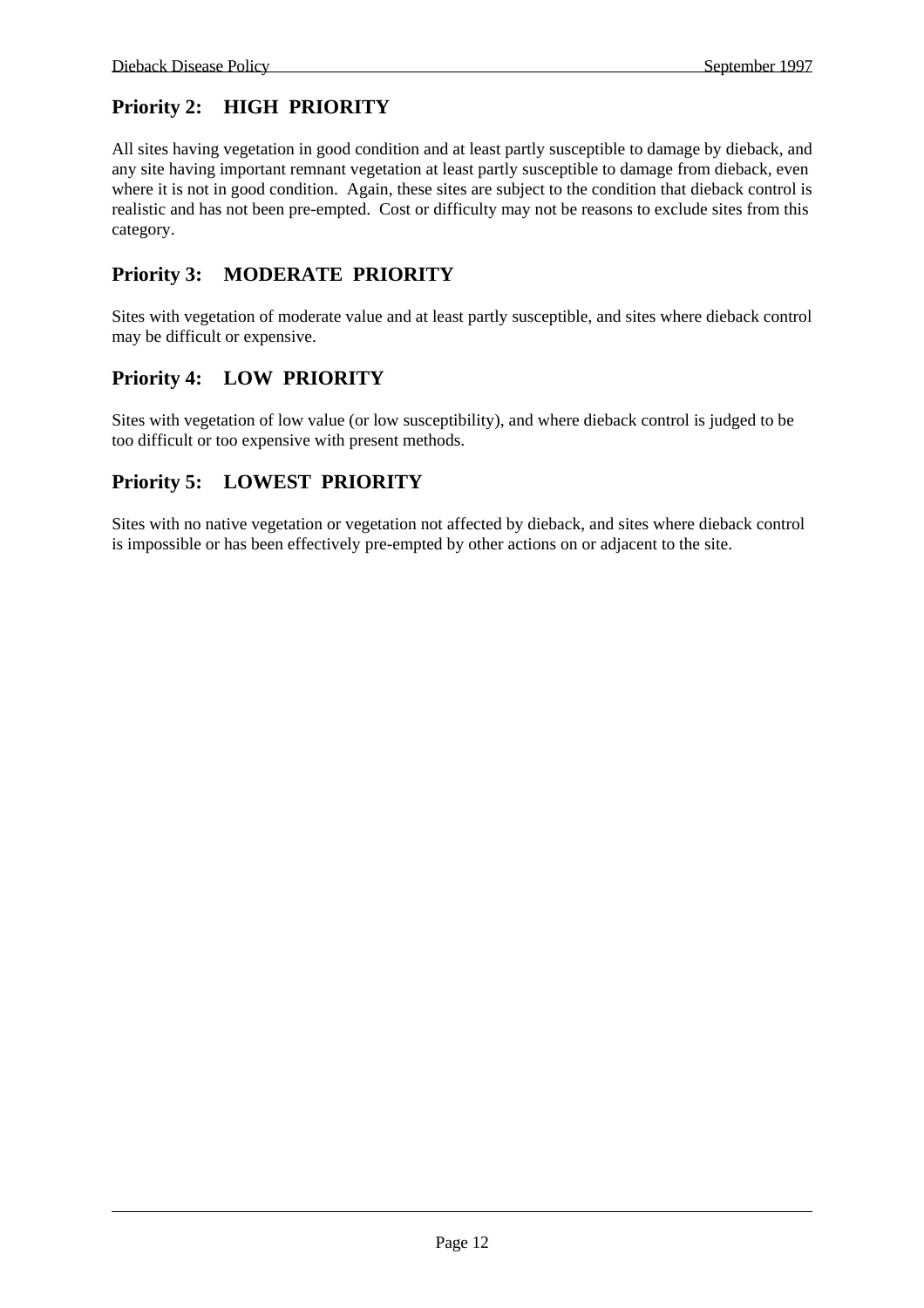## Priority 2: HIGH PRIORITY

All sites having vegetation in good condition and at least partly susceptible to damage by dieback, and any site having important remnant vegetation at least partly susceptible to damage from dieback, even where it is not in good condition. Again, these sites are subject to the condition that dieback control is realistic and has not been pre-empted. Cost or difficulty may not be reasons to exclude sites from this category.

## Priority 3: MODERATE PRIORITY

Sites with vegetation of moderate value and at least partly susceptible, and sites where dieback control may be difficult or expensive.

## Priority 4: LOW PRIORITY

Sites with vegetation of low value (or low susceptibility), and where dieback control is judged to be too difficult or too expensive with present methods.

## Priority 5: LOWEST PRIORITY

Sites with no native vegetation or vegetation not affected by dieback, and sites where dieback control is impossible or has been effectively pre-empted by other actions on or adjacent to the site.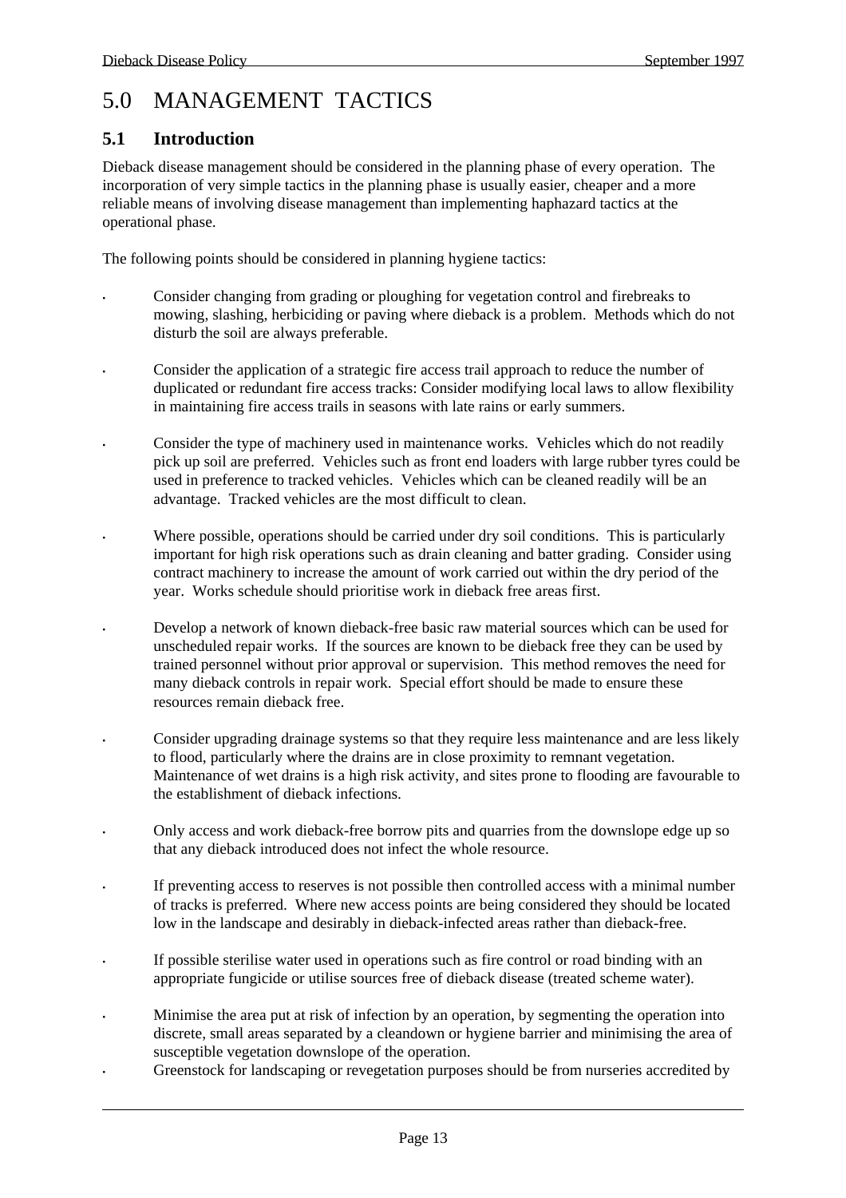# 5.0 MANAGEMENT TACTICS

## 5.1 Introduction

Dieback disease management should be considered in the planning phase of every operation. The incorporation of very simple tactics in the planning phase is usually easier, cheaper and a more reliable means of involving disease management than implementing haphazard tactics at the operational phase.

The following points should be considered in planning hygiene tactics:

- Consider changing from grading or ploughing for vegetation control and firebreaks to mowing, slashing, herbiciding or paving where dieback is a problem. Methods which do not disturb the soil are always preferable.
- Consider the application of a strategic fire access trail approach to reduce the number of duplicated or redundant fire access tracks: Consider modifying local laws to allow flexibility in maintaining fire access trails in seasons with late rains or early summers.
- Consider the type of machinery used in maintenance works. Vehicles which do not readily pick up soil are preferred. Vehicles such as front end loaders with large rubber tyres could be used in preference to tracked vehicles. Vehicles which can be cleaned readily will be an advantage. Tracked vehicles are the most difficult to clean.
- Where possible, operations should be carried under dry soil conditions. This is particularly important for high risk operations such as drain cleaning and batter grading. Consider using contract machinery to increase the amount of work carried out within the dry period of the year. Works schedule should prioritise work in dieback free areas first.
- Develop a network of known dieback-free basic raw material sources which can be used for unscheduled repair works. If the sources are known to be dieback free they can be used by trained personnel without prior approval or supervision. This method removes the need for many dieback controls in repair work. Special effort should be made to ensure these resources remain dieback free.
- Consider upgrading drainage systems so that they require less maintenance and are less likely to flood, particularly where the drains are in close proximity to remnant vegetation. Maintenance of wet drains is a high risk activity, and sites prone to flooding are favourable to the establishment of dieback infections.
- Only access and work dieback-free borrow pits and quarries from the downslope edge up so that any dieback introduced does not infect the whole resource.
- If preventing access to reserves is not possible then controlled access with a minimal number of tracks is preferred. Where new access points are being considered they should be located low in the landscape and desirably in dieback-infected areas rather than dieback-free.
- If possible sterilise water used in operations such as fire control or road binding with an appropriate fungicide or utilise sources free of dieback disease (treated scheme water).
- Minimise the area put at risk of infection by an operation, by segmenting the operation into discrete, small areas separated by a cleandown or hygiene barrier and minimising the area of susceptible vegetation downslope of the operation.
- Greenstock for landscaping or revegetation purposes should be from nurseries accredited by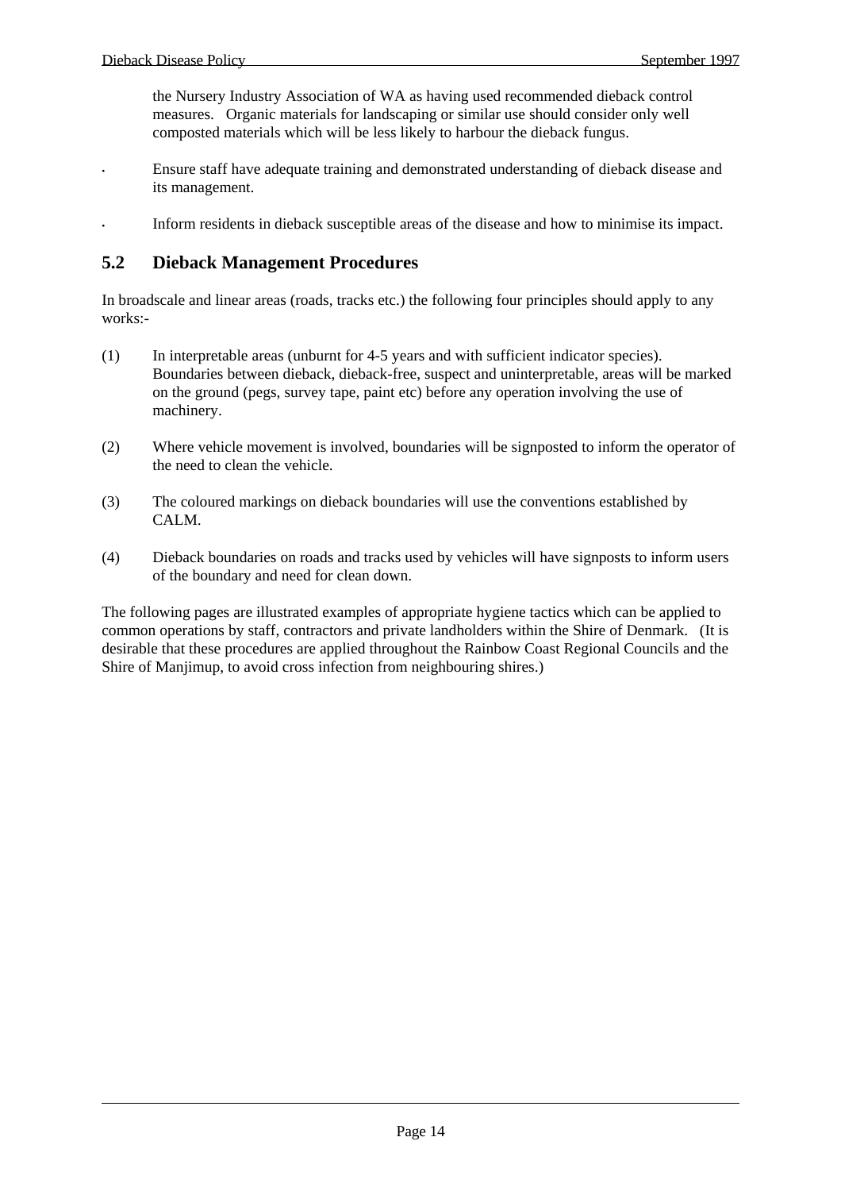the Nursery Industry Association of WA as having used recommended dieback control measures. Organic materials for landscaping or similar use should consider only well composted materials which will be less likely to harbour the dieback fungus.

- Ensure staff have adequate training and demonstrated understanding of dieback disease and its management.
- Inform residents in dieback susceptible areas of the disease and how to minimise its impact.

## 5.2 Dieback Management Procedures

In broadscale and linear areas (roads, tracks etc.) the following four principles should apply to any works:-

(1) In interpretable areas (unburnt for 4-5 years and with sufficient indicator species). Boundaries between dieback, dieback-free, suspect and uninterpretable, areas will be marked on the ground (pegs, survey tape, paint etc) before any operation involving the use of machinery.

(2) Where vehicle movement is involved, boundaries will be signposted to inform the operator of the need to clean the vehicle.

(3) The coloured markings on dieback boundaries will use the conventions established by CALM.

(4) Dieback boundaries on roads and tracks used by vehicles will have signposts to inform users of the boundary and need for clean down.

The following pages are illustrated examples of appropriate hygiene tactics which can be applied to common operations by staff, contractors and private landholders within the Shire of Denmark. (It is desirable that these procedures are applied throughout the Rainbow Coast Regional Councils and the Shire of Manjimup, to avoid cross infection from neighbouring shires.)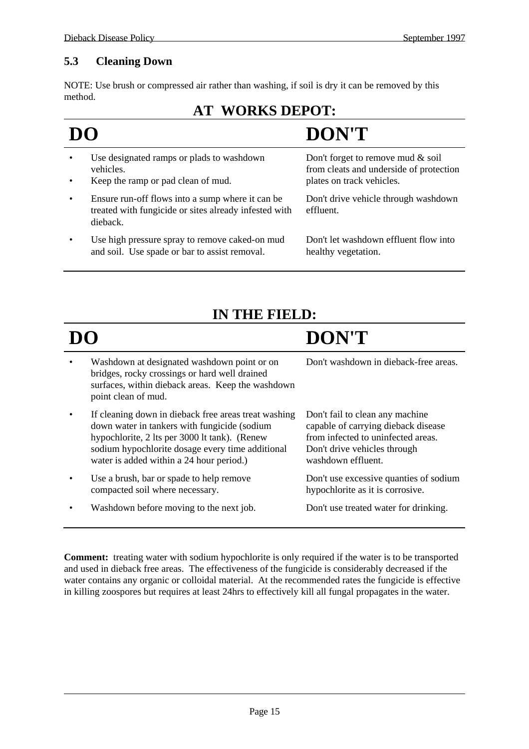### 5.3 Cleaning Down

NOTE: Use brush or compressed air rather than washing, if soil is dry it can be removed by this method.

## AT WORKS DEPOT:

| DO | DON'T |
|---|---|
| • Use designated ramps or plads to washdown vehicles.<br>• Keep the ramp or pad clean of mud. | Don't forget to remove mud & soil from cleats and underside of protection plates on track vehicles. |
| • Ensure run-off flows into a sump where it can be treated with fungicide or sites already infested with dieback. | Don't drive vehicle through washdown effluent. |
| • Use high pressure spray to remove caked-on mud and soil. Use spade or bar to assist removal. | Don't let washdown effluent flow into healthy vegetation. |

## IN THE FIELD:

| DO | DON'T |
|---|---|
| • Washdown at designated washdown point or on bridges, rocky crossings or hard well drained surfaces, within dieback areas. Keep the washdown point clean of mud. | Don't washdown in dieback-free areas. |
| • If cleaning down in dieback free areas treat washing down water in tankers with fungicide (sodium hypochlorite, 2 lts per 3000 lt tank). (Renew sodium hypochlorite dosage every time additional water is added within a 24 hour period.) | Don't fail to clean any machine capable of carrying dieback disease from infected to uninfected areas.<br>Don't drive vehicles through washdown effluent. |
| • Use a brush, bar or spade to help remove compacted soil where necessary. | Don't use excessive quanties of sodium hypochlorite as it is corrosive. |
| • Washdown before moving to the next job. | Don't use treated water for drinking. |

**Comment:** treating water with sodium hypochlorite is only required if the water is to be transported and used in dieback free areas. The effectiveness of the fungicide is considerably decreased if the water contains any organic or colloidal material. At the recommended rates the fungicide is effective in killing zoospores but requires at least 24hrs to effectively kill all fungal propagates in the water.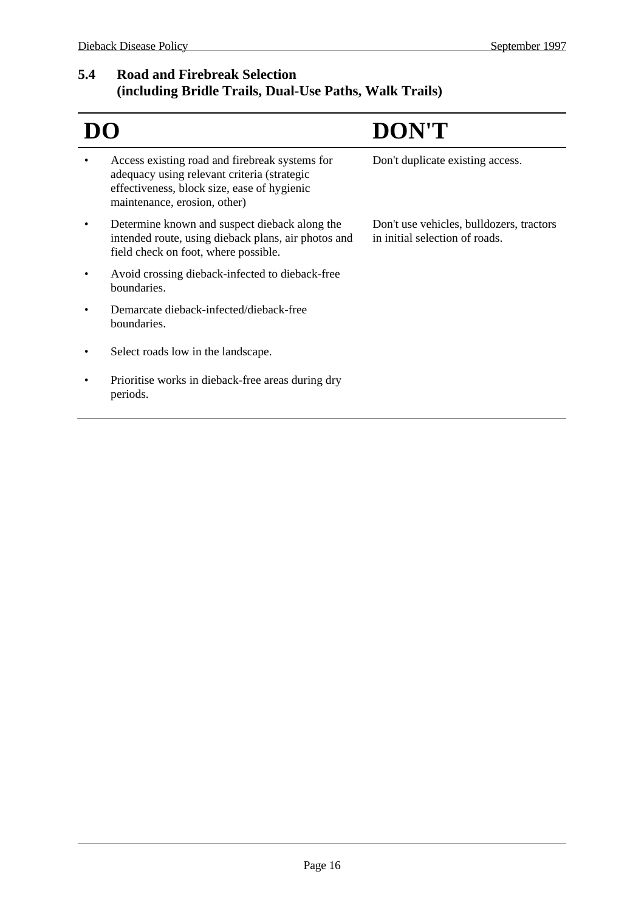### 5.4 Road and Firebreak Selection (including Bridle Trails, Dual-Use Paths, Walk Trails)

| DO | DON'T |
|---|---|
| • Access existing road and firebreak systems for adequacy using relevant criteria (strategic effectiveness, block size, ease of hygienic maintenance, erosion, other) | Don't duplicate existing access. |
| • Determine known and suspect dieback along the intended route, using dieback plans, air photos and field check on foot, where possible. | Don't use vehicles, bulldozers, tractors in initial selection of roads. |
| • Avoid crossing dieback-infected to dieback-free boundaries. | |
| • Demarcate dieback-infected/dieback-free boundaries. | |
| • Select roads low in the landscape. | |
| • Prioritise works in dieback-free areas during dry periods. | |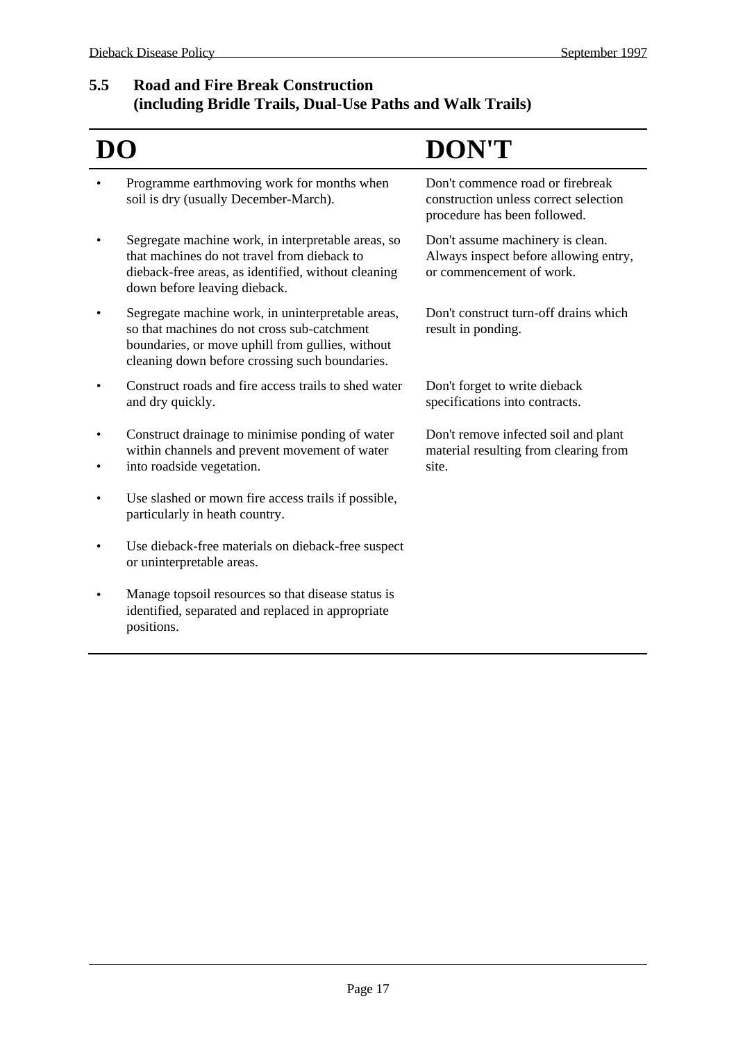### 5.5 Road and Fire Break Construction (including Bridle Trails, Dual-Use Paths and Walk Trails)

| DO | DON'T |
|---|---|
| • Programme earthmoving work for months when soil is dry (usually December-March). | Don't commence road or firebreak construction unless correct selection procedure has been followed. |
| • Segregate machine work, in interpretable areas, so that machines do not travel from dieback to dieback-free areas, as identified, without cleaning down before leaving dieback. | Don't assume machinery is clean. Always inspect before allowing entry, or commencement of work. |
| • Segregate machine work, in uninterpretable areas, so that machines do not cross sub-catchment boundaries, or move uphill from gullies, without cleaning down before crossing such boundaries. | Don't construct turn-off drains which result in ponding. |
| • Construct roads and fire access trails to shed water and dry quickly. | Don't forget to write dieback specifications into contracts. |
| • Construct drainage to minimise ponding of water within channels and prevent movement of water<br>• into roadside vegetation. | Don't remove infected soil and plant material resulting from clearing from site. |
| • Use slashed or mown fire access trails if possible, particularly in heath country. | |
| • Use dieback-free materials on dieback-free suspect or uninterpretable areas. | |
| • Manage topsoil resources so that disease status is identified, separated and replaced in appropriate positions. | |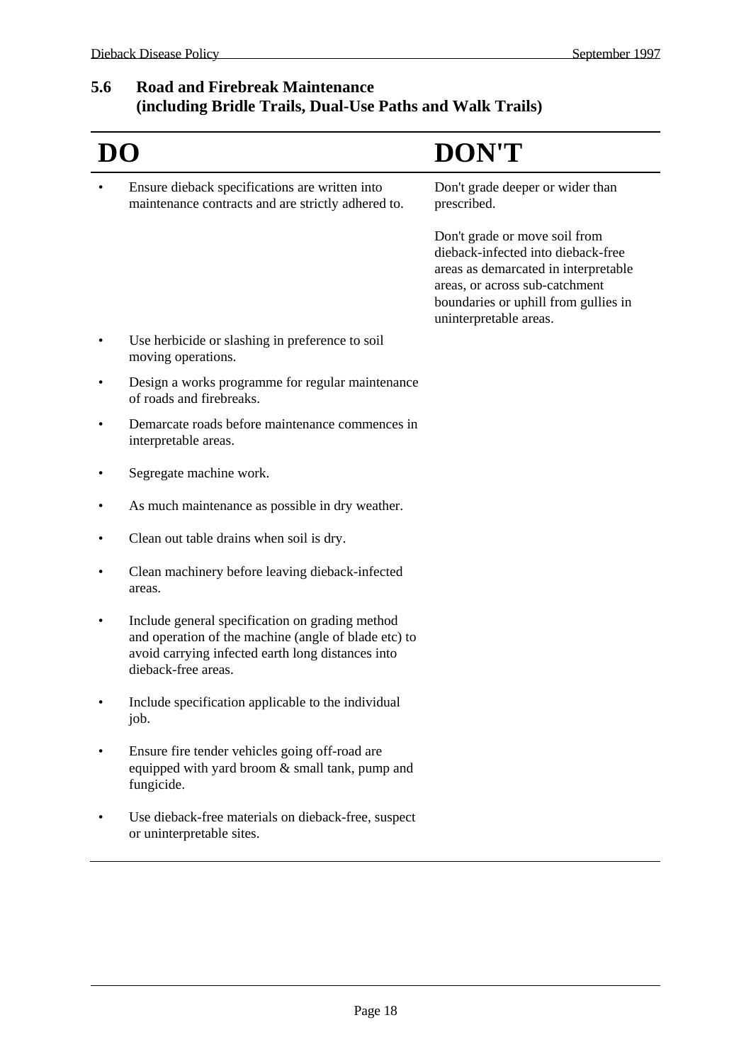## 5.6 Road and Firebreak Maintenance (including Bridle Trails, Dual-Use Paths and Walk Trails)

| DO | DON'T |
|---|---|
| • Ensure dieback specifications are written into maintenance contracts and are strictly adhered to. | Don't grade deeper or wider than prescribed.<br><br>Don't grade or move soil from dieback-infected into dieback-free areas as demarcated in interpretable areas, or across sub-catchment boundaries or uphill from gullies in uninterpretable areas. |
| • Use herbicide or slashing in preference to soil moving operations. | |
| • Design a works programme for regular maintenance of roads and firebreaks. | |
| • Demarcate roads before maintenance commences in interpretable areas. | |
| • Segregate machine work. | |
| • As much maintenance as possible in dry weather. | |
| • Clean out table drains when soil is dry. | |
| • Clean machinery before leaving dieback-infected areas. | |
| • Include general specification on grading method and operation of the machine (angle of blade etc) to avoid carrying infected earth long distances into dieback-free areas. | |
| • Include specification applicable to the individual job. | |
| • Ensure fire tender vehicles going off-road are equipped with yard broom & small tank, pump and fungicide. | |
| • Use dieback-free materials on dieback-free, suspect or uninterpretable sites. | |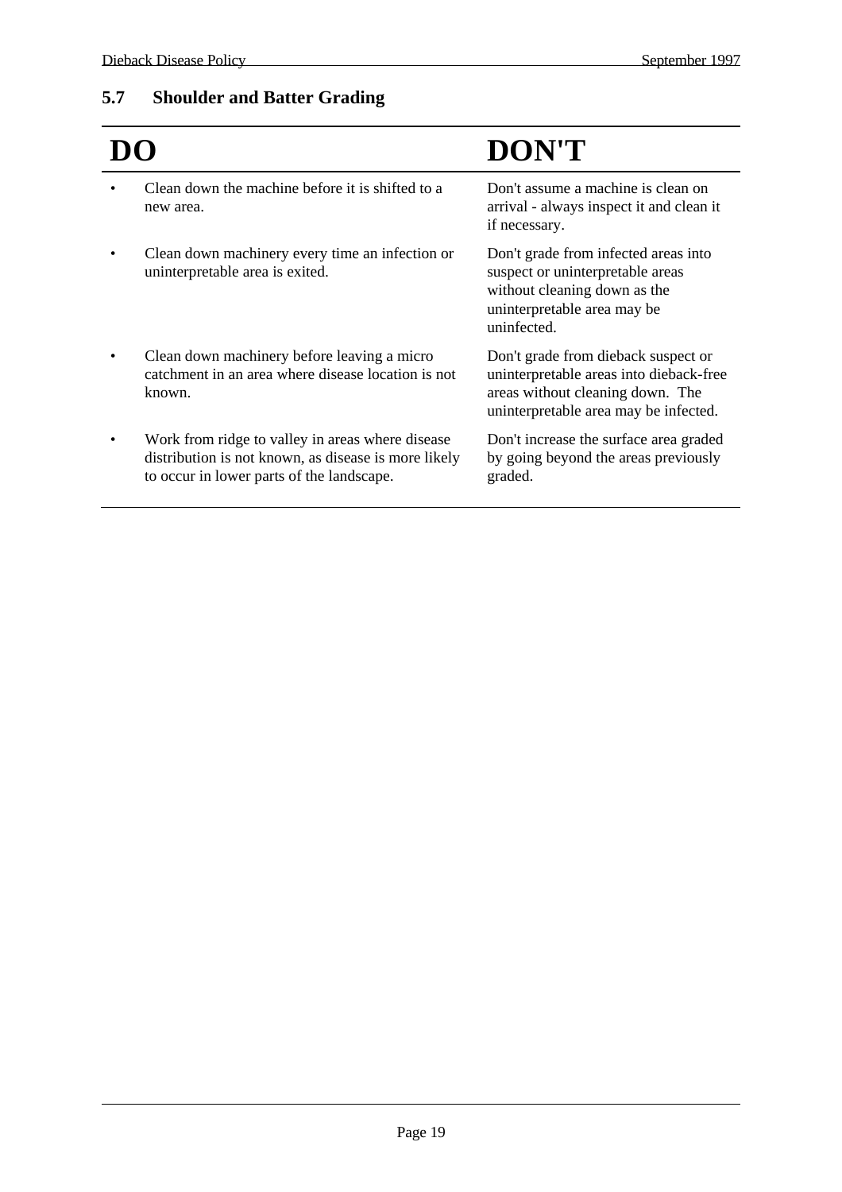## 5.7 Shoulder and Batter Grading

| DO | DON'T |
|---|---|
| • Clean down the machine before it is shifted to a new area. | Don't assume a machine is clean on arrival - always inspect it and clean it if necessary. |
| • Clean down machinery every time an infection or uninterpretable area is exited. | Don't grade from infected areas into suspect or uninterpretable areas without cleaning down as the uninterpretable area may be uninfected. |
| • Clean down machinery before leaving a micro catchment in an area where disease location is not known. | Don't grade from dieback suspect or uninterpretable areas into dieback-free areas without cleaning down. The uninterpretable area may be infected. |
| • Work from ridge to valley in areas where disease distribution is not known, as disease is more likely to occur in lower parts of the landscape. | Don't increase the surface area graded by going beyond the areas previously graded. |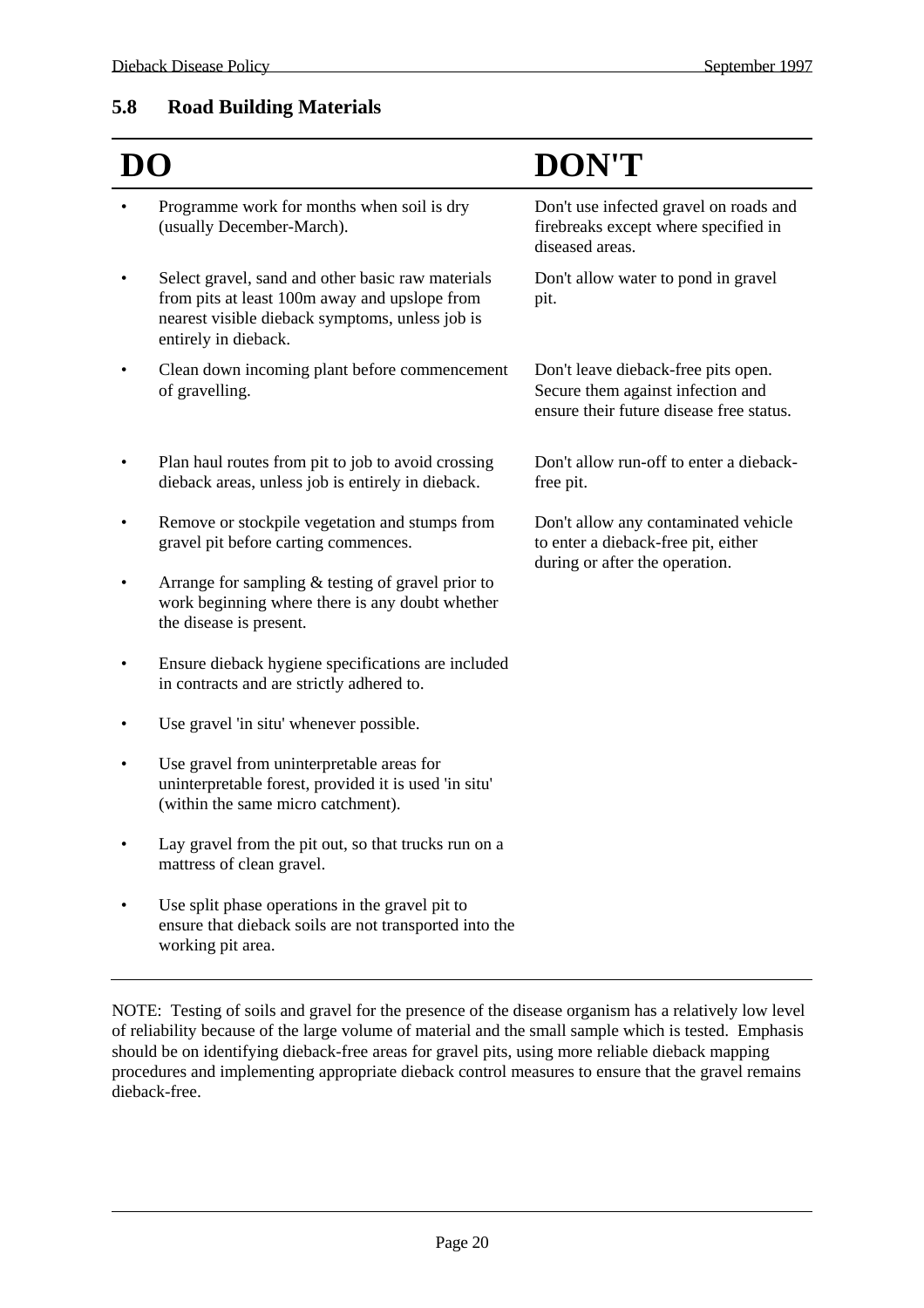## 5.8 Road Building Materials

| DO | DON'T |
|---|---|
| • Programme work for months when soil is dry (usually December-March). | Don't use infected gravel on roads and firebreaks except where specified in diseased areas. |
| • Select gravel, sand and other basic raw materials from pits at least 100m away and upslope from nearest visible dieback symptoms, unless job is entirely in dieback. | Don't allow water to pond in gravel pit. |
| • Clean down incoming plant before commencement of gravelling. | Don't leave dieback-free pits open. Secure them against infection and ensure their future disease free status. |
| • Plan haul routes from pit to job to avoid crossing dieback areas, unless job is entirely in dieback. | Don't allow run-off to enter a dieback-free pit. |
| • Remove or stockpile vegetation and stumps from gravel pit before carting commences. | Don't allow any contaminated vehicle to enter a dieback-free pit, either during or after the operation. |
| • Arrange for sampling & testing of gravel prior to work beginning where there is any doubt whether the disease is present. | |
| • Ensure dieback hygiene specifications are included in contracts and are strictly adhered to. | |
| • Use gravel 'in situ' whenever possible. | |
| • Use gravel from uninterpretable areas for uninterpretable forest, provided it is used 'in situ' (within the same micro catchment). | |
| • Lay gravel from the pit out, so that trucks run on a mattress of clean gravel. | |
| • Use split phase operations in the gravel pit to ensure that dieback soils are not transported into the working pit area. | |

NOTE: Testing of soils and gravel for the presence of the disease organism has a relatively low level of reliability because of the large volume of material and the small sample which is tested. Emphasis should be on identifying dieback-free areas for gravel pits, using more reliable dieback mapping procedures and implementing appropriate dieback control measures to ensure that the gravel remains dieback-free.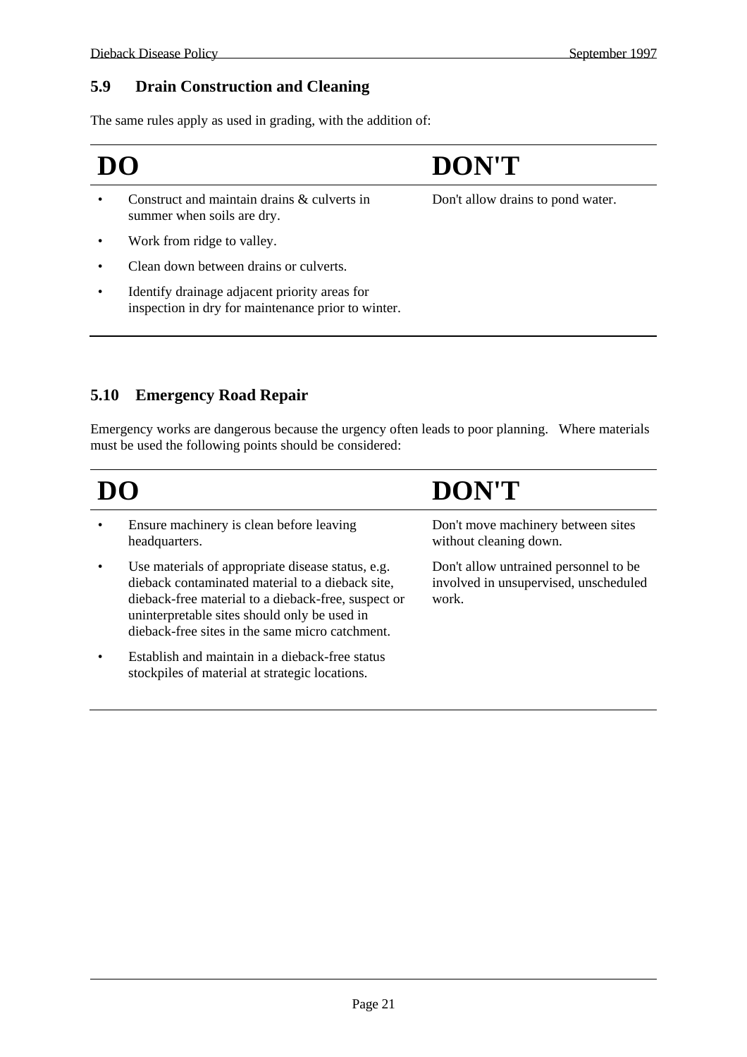### 5.9 Drain Construction and Cleaning

The same rules apply as used in grading, with the addition of:

| DO | DON'T |
|---|---|
| • Construct and maintain drains & culverts in summer when soils are dry.<br>• Work from ridge to valley.<br>• Clean down between drains or culverts.<br>• Identify drainage adjacent priority areas for inspection in dry for maintenance prior to winter. | Don't allow drains to pond water. |

### 5.10 Emergency Road Repair

Emergency works are dangerous because the urgency often leads to poor planning. Where materials must be used the following points should be considered:

| DO | DON'T |
|---|---|
| • Ensure machinery is clean before leaving headquarters.<br>• Use materials of appropriate disease status, e.g. dieback contaminated material to a dieback site, dieback-free material to a dieback-free, suspect or uninterpretable sites should only be used in dieback-free sites in the same micro catchment.<br>• Establish and maintain in a dieback-free status stockpiles of material at strategic locations. | Don't move machinery between sites without cleaning down.<br>Don't allow untrained personnel to be involved in unsupervised, unscheduled work. |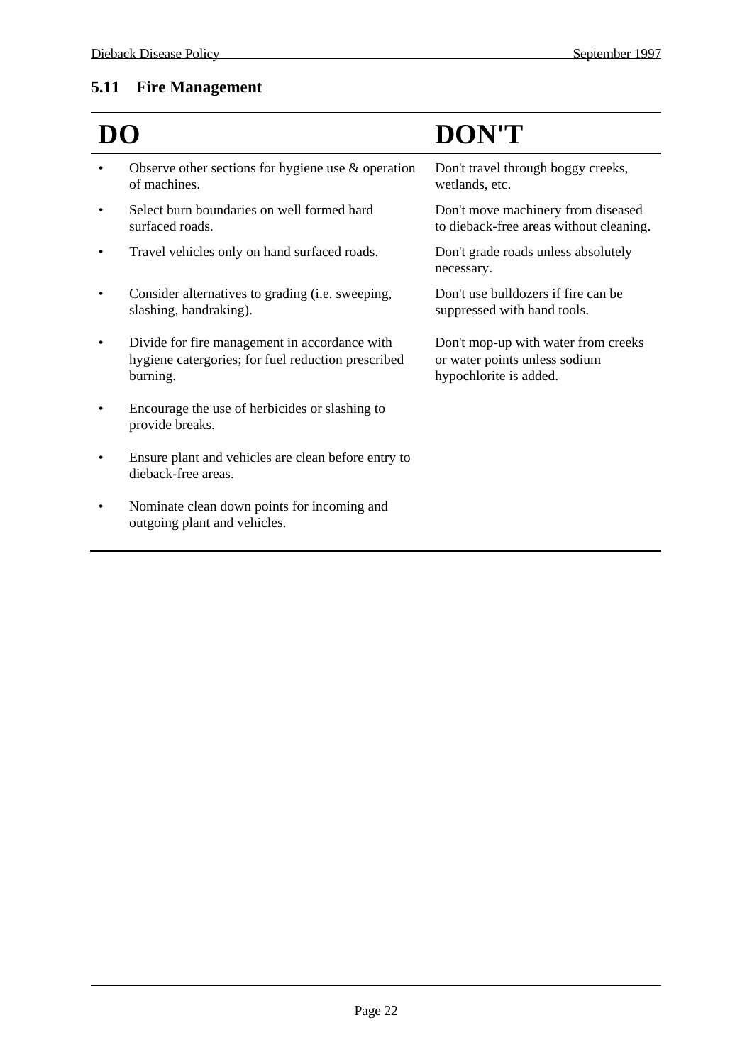### 5.11 Fire Management

| DO | DON'T |
|---|---|
| • Observe other sections for hygiene use & operation of machines. | Don't travel through boggy creeks, wetlands, etc. |
| • Select burn boundaries on well formed hard surfaced roads. | Don't move machinery from diseased to dieback-free areas without cleaning. |
| • Travel vehicles only on hand surfaced roads. | Don't grade roads unless absolutely necessary. |
| • Consider alternatives to grading (i.e. sweeping, slashing, handraking). | Don't use bulldozers if fire can be suppressed with hand tools. |
| • Divide for fire management in accordance with hygiene catergories; for fuel reduction prescribed burning. | Don't mop-up with water from creeks or water points unless sodium hypochlorite is added. |
| • Encourage the use of herbicides or slashing to provide breaks. | |
| • Ensure plant and vehicles are clean before entry to dieback-free areas. | |
| • Nominate clean down points for incoming and outgoing plant and vehicles. | |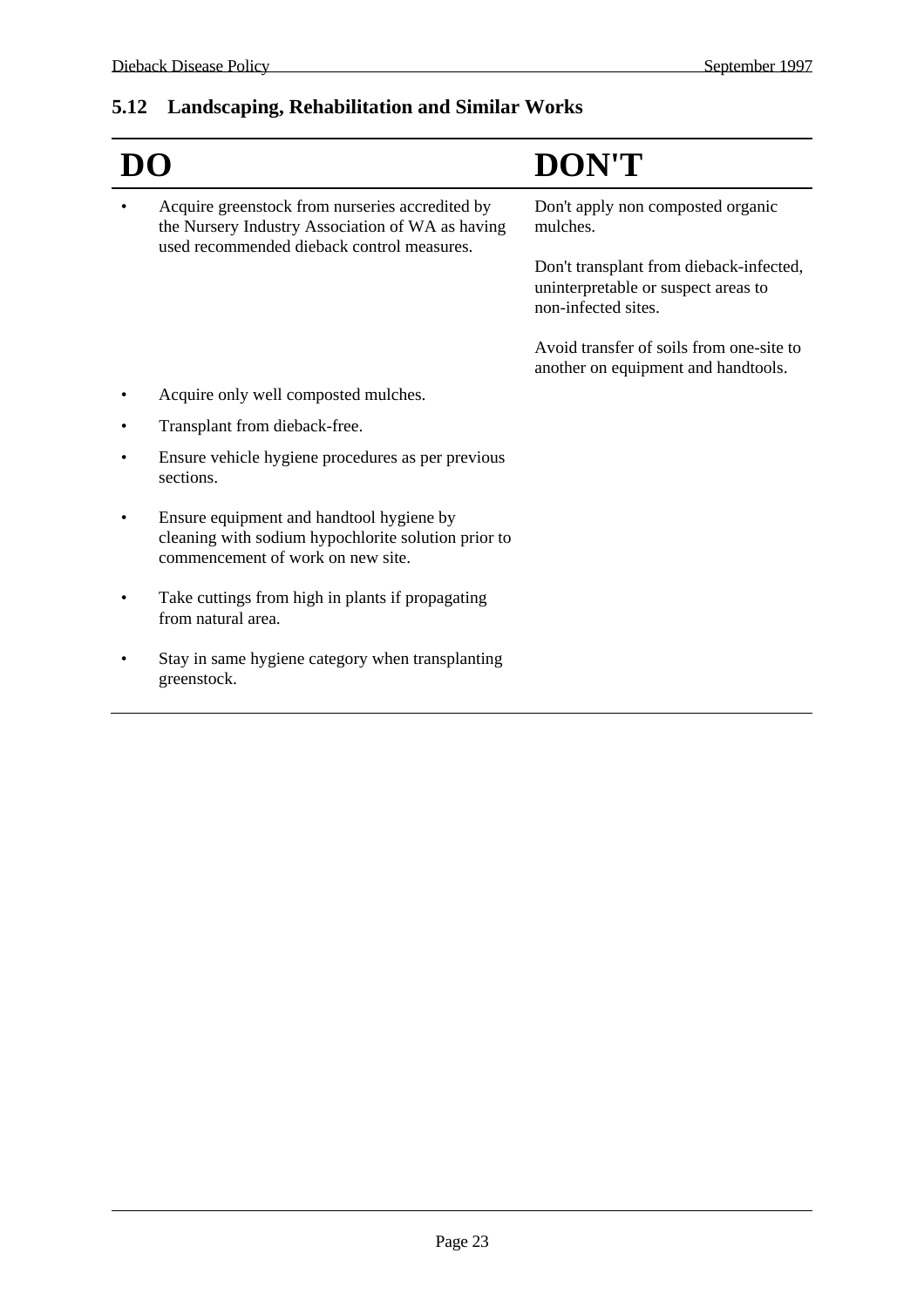## 5.12 Landscaping, Rehabilitation and Similar Works

| DO | DON'T |
| --- | --- |
| • Acquire greenstock from nurseries accredited by the Nursery Industry Association of WA as having used recommended dieback control measures. | Don't apply non composted organic mulches.<br><br>Don't transplant from dieback-infected, uninterpretable or suspect areas to non-infected sites.<br><br>Avoid transfer of soils from one-site to another on equipment and handtools. |
| • Acquire only well composted mulches. | |
| • Transplant from dieback-free. | |
| • Ensure vehicle hygiene procedures as per previous sections. | |
| • Ensure equipment and handtool hygiene by cleaning with sodium hypochlorite solution prior to commencement of work on new site. | |
| • Take cuttings from high in plants if propagating from natural area. | |
| • Stay in same hygiene category when transplanting greenstock. | |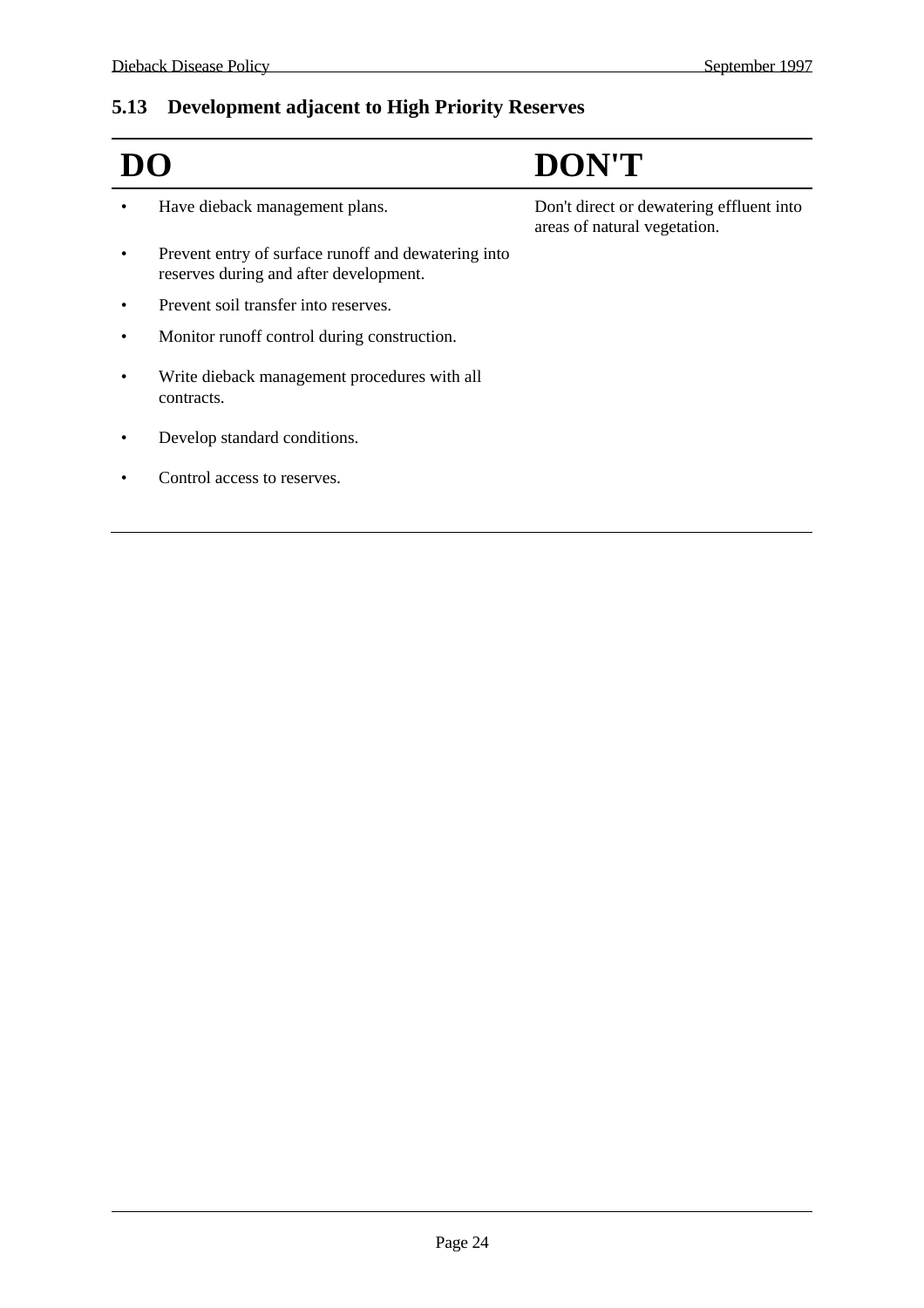## 5.13 Development adjacent to High Priority Reserves

| DO | DON'T |
| --- | --- |
| • Have dieback management plans.<br>• Prevent entry of surface runoff and dewatering into reserves during and after development.<br>• Prevent soil transfer into reserves.<br>• Monitor runoff control during construction.<br>• Write dieback management procedures with all contracts.<br>• Develop standard conditions.<br>• Control access to reserves. | Don't direct or dewatering effluent into areas of natural vegetation. |